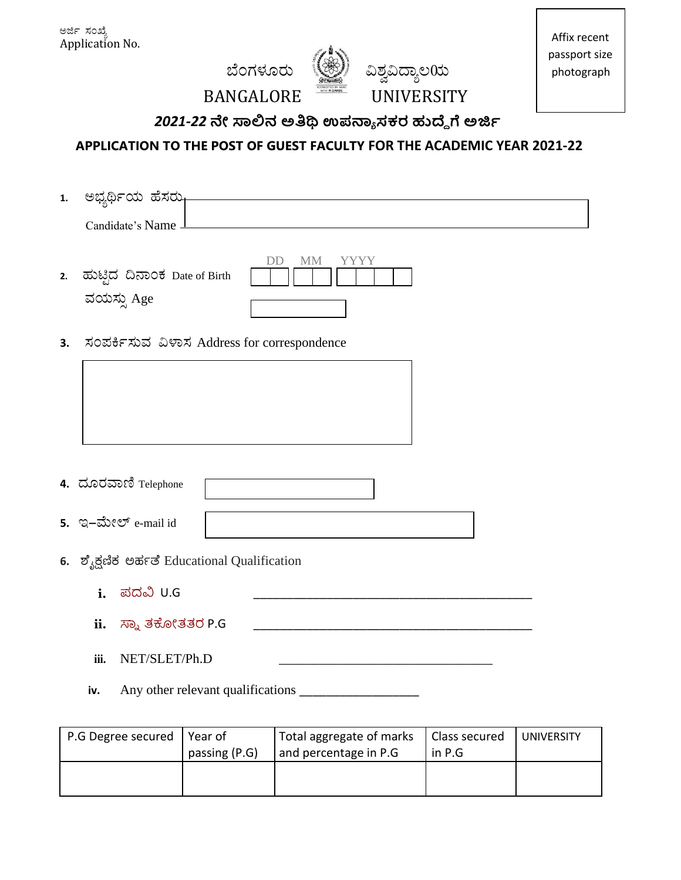ಅರ್ಜಿ ಸಂಖ್ಯೆ
Application No.

Affix recent passport size photograph

# ಬೆಂಗಳೂರು ವಿಶ್ವವಿದ್ಯಾಲಯ
# BANGALORE UNIVERSITY

## *2021-22* ನೇ ಸಾಲಿನ ಅತಿಥಿ ಉಪನ್ಯಾಸಕರ ಹುದ್ದೆಗೆ ಅರ್ಜಿ

## APPLICATION TO THE POST OF GUEST FACULTY FOR THE ACADEMIC YEAR 2021-22

1. ಅಭ್ಯರ್ಥಿಯ ಹೆಸರು
   Candidate's Name

2. ಹುಟ್ಟಿದ ದಿನಾಂಕ Date of Birth DD MM YYYY
   ವಯಸ್ಸು Age

3. ಸಂಪರ್ಕಿಸುವ ವಿಳಾಸ Address for correspondence

4. ದೂರವಾಣಿ Telephone

5. ಇ–ಮೇಲ್ e-mail id

6. ಶೈಕ್ಷಣಿಕ ಅರ್ಹತೆ Educational Qualification

   i. ಪದವಿ U.G ___________________________________________

   ii. ಸ್ನಾತಕೋತ್ತರ P.G ___________________________________________

   iii. NET/SLET/Ph.D ________________________________

   iv. Any other relevant qualifications _________________

| P.G Degree secured | Year of passing (P.G) | Total aggregate of marks and percentage in P.G | Class secured in P.G | UNIVERSITY |
|---|---|---|---|---|
| | | | | |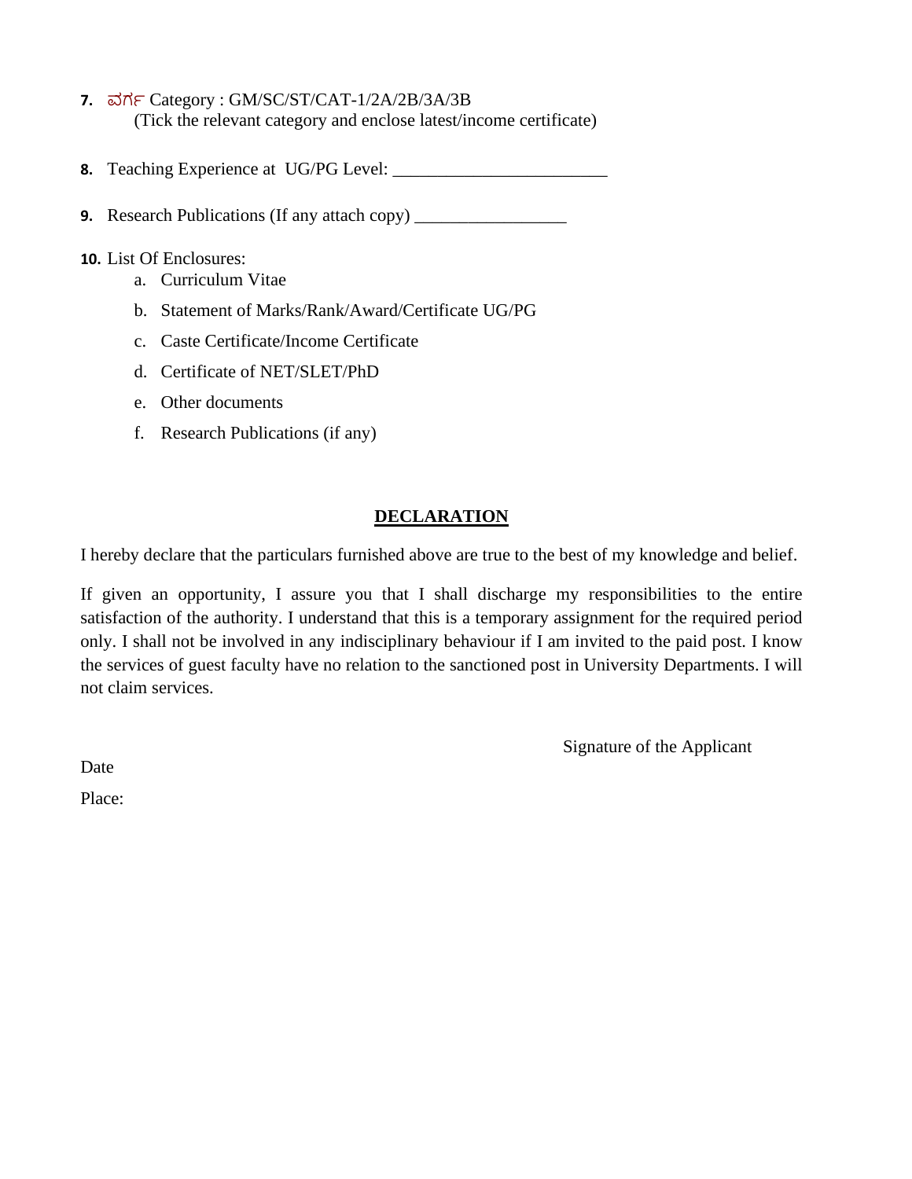7. ವರ್ಗ Category : GM/SC/ST/CAT-1/2A/2B/3A/3B
   (Tick the relevant category and enclose latest/income certificate)

8. Teaching Experience at UG/PG Level: ________________________

9. Research Publications (If any attach copy) _________________

10. List Of Enclosures:
    a. Curriculum Vitae
    b. Statement of Marks/Rank/Award/Certificate UG/PG
    c. Caste Certificate/Income Certificate
    d. Certificate of NET/SLET/PhD
    e. Other documents
    f. Research Publications (if any)

## DECLARATION

I hereby declare that the particulars furnished above are true to the best of my knowledge and belief.

If given an opportunity, I assure you that I shall discharge my responsibilities to the entire satisfaction of the authority. I understand that this is a temporary assignment for the required period only. I shall not be involved in any indisciplinary behaviour if I am invited to the paid post. I know the services of guest faculty have no relation to the sanctioned post in University Departments. I will not claim services.

Signature of the Applicant

Date

Place: